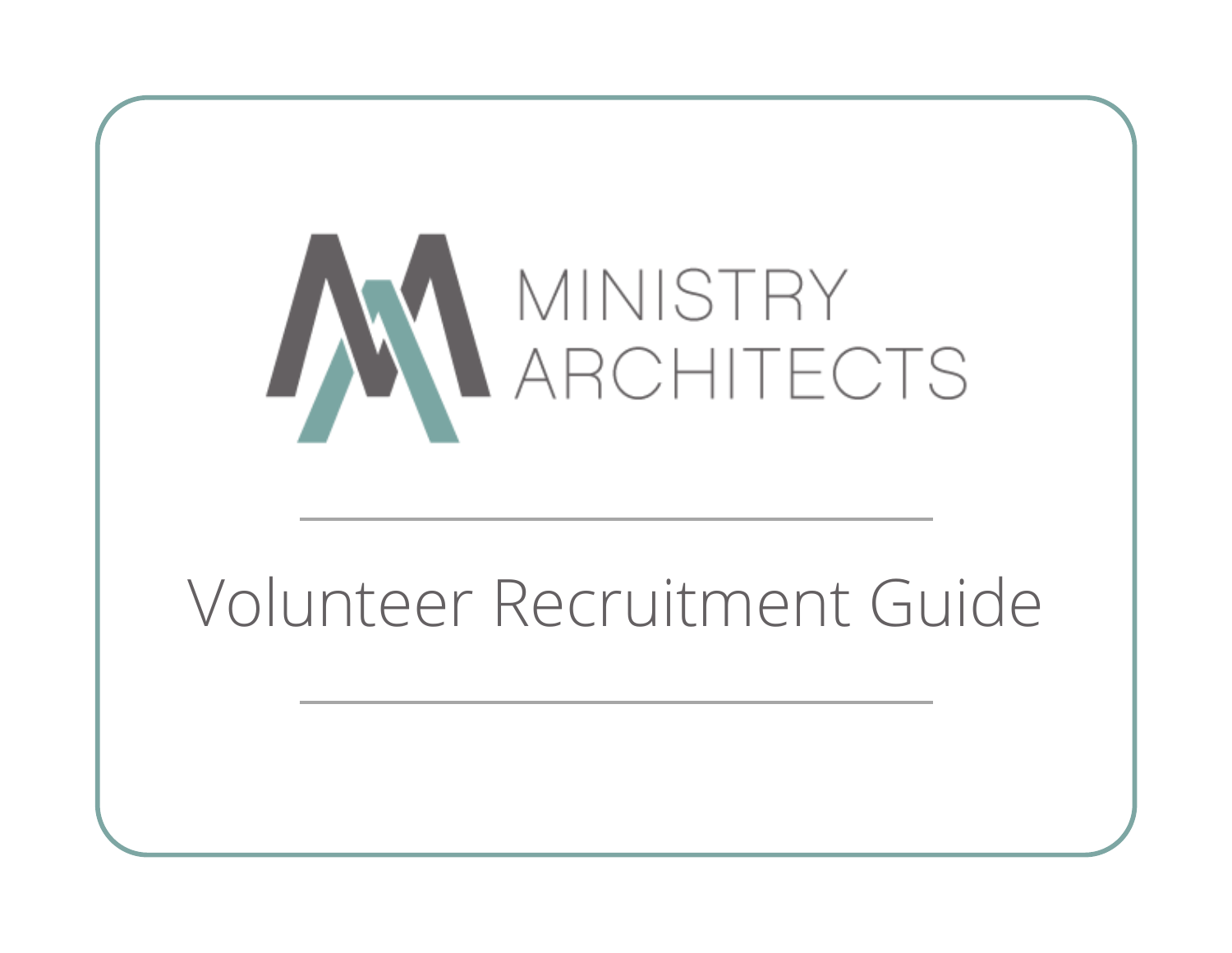MINISTRY ARCHITECTS

---

# Volunteer Recruitment Guide

---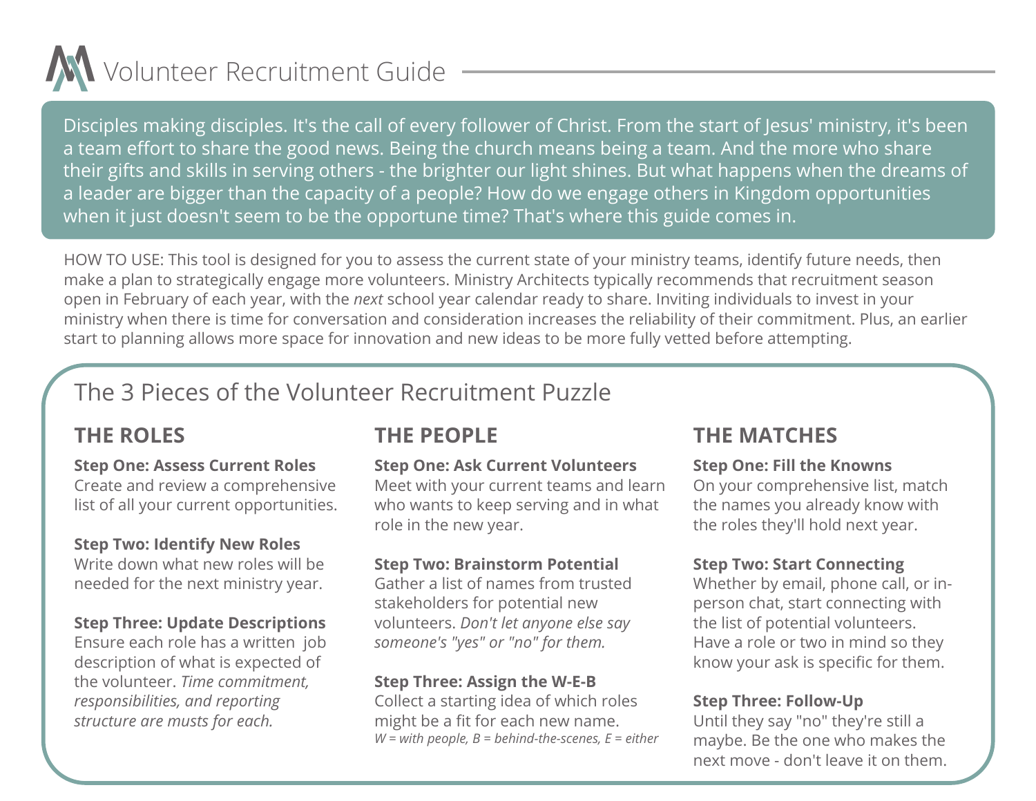# Volunteer Recruitment Guide

Disciples making disciples. It's the call of every follower of Christ. From the start of Jesus' ministry, it's been a team effort to share the good news. Being the church means being a team. And the more who share their gifts and skills in serving others - the brighter our light shines. But what happens when the dreams of a leader are bigger than the capacity of a people? How do we engage others in Kingdom opportunities when it just doesn't seem to be the opportune time? That's where this guide comes in.

HOW TO USE: This tool is designed for you to assess the current state of your ministry teams, identify future needs, then make a plan to strategically engage more volunteers. Ministry Architects typically recommends that recruitment season open in February of each year, with the *next* school year calendar ready to share. Inviting individuals to invest in your ministry when there is time for conversation and consideration increases the reliability of their commitment. Plus, an earlier start to planning allows more space for innovation and new ideas to be more fully vetted before attempting.

## The 3 Pieces of the Volunteer Recruitment Puzzle

### THE ROLES

**Step One: Assess Current Roles**
Create and review a comprehensive list of all your current opportunities.

**Step Two: Identify New Roles**
Write down what new roles will be needed for the next ministry year.

**Step Three: Update Descriptions**
Ensure each role has a written job description of what is expected of the volunteer. *Time commitment, responsibilities, and reporting structure are musts for each.*

### THE PEOPLE

**Step One: Ask Current Volunteers**
Meet with your current teams and learn who wants to keep serving and in what role in the new year.

**Step Two: Brainstorm Potential**
Gather a list of names from trusted stakeholders for potential new volunteers. *Don't let anyone else say someone's "yes" or "no" for them.*

**Step Three: Assign the W-E-B**
Collect a starting idea of which roles might be a fit for each new name.
*W = with people, B = behind-the-scenes, E = either*

### THE MATCHES

**Step One: Fill the Knowns**
On your comprehensive list, match the names you already know with the roles they'll hold next year.

**Step Two: Start Connecting**
Whether by email, phone call, or in-person chat, start connecting with the list of potential volunteers. Have a role or two in mind so they know your ask is specific for them.

**Step Three: Follow-Up**
Until they say "no" they're still a maybe. Be the one who makes the next move - don't leave it on them.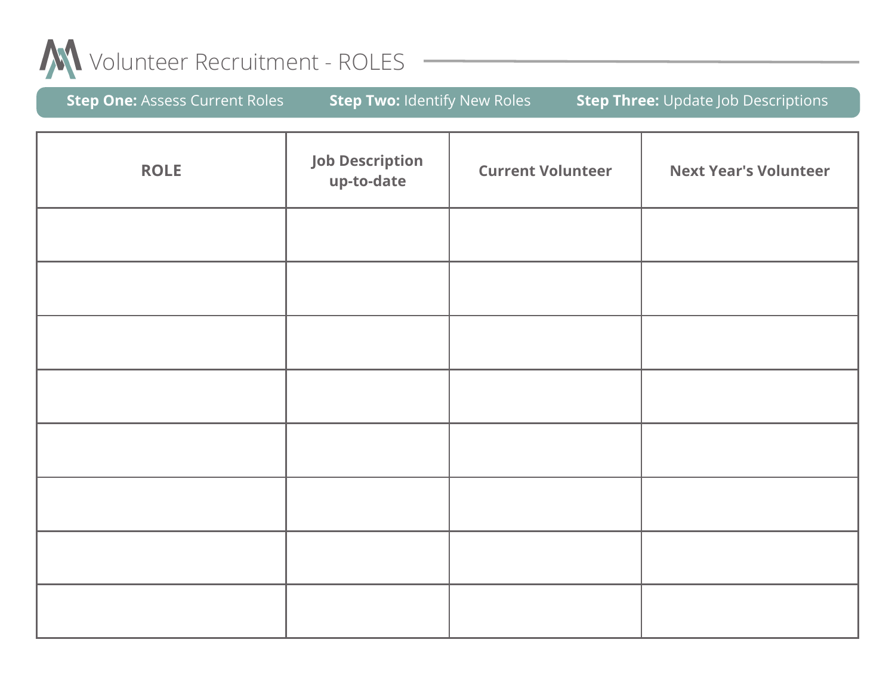# Volunteer Recruitment - ROLES

**Step One:** Assess Current Roles **Step Two:** Identify New Roles **Step Three:** Update Job Descriptions

| ROLE | Job Description up-to-date | Current Volunteer | Next Year's Volunteer |
|---|---|---|---|
| | | | |
| | | | |
| | | | |
| | | | |
| | | | |
| | | | |
| | | | |
| | | | |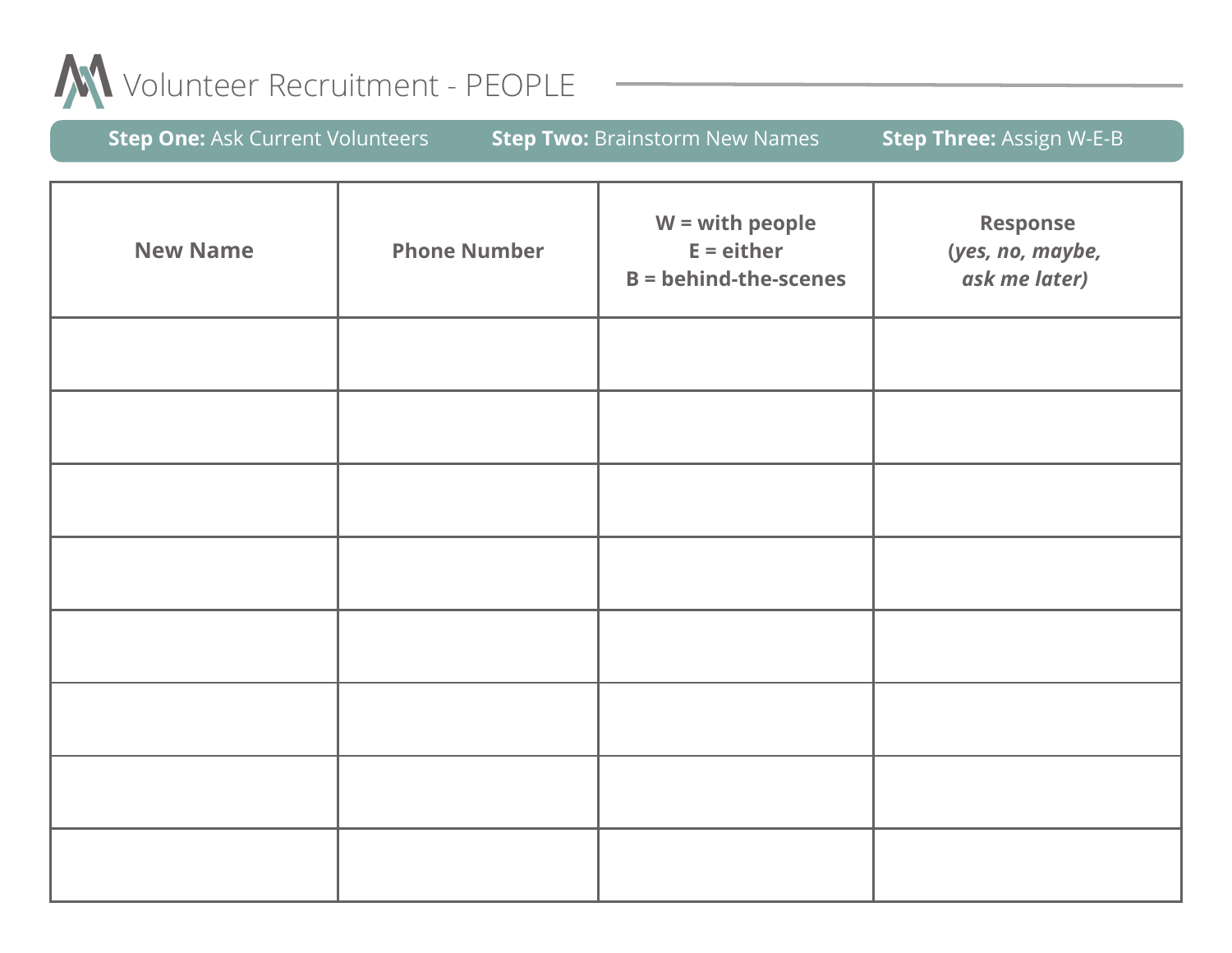# Volunteer Recruitment - PEOPLE

**Step One:** Ask Current Volunteers **Step Two:** Brainstorm New Names **Step Three:** Assign W-E-B

| New Name | Phone Number | W = with people<br>E = either<br>B = behind-the-scenes | Response<br>(*yes, no, maybe, ask me later*) |
|---|---|---|---|
| | | | |
| | | | |
| | | | |
| | | | |
| | | | |
| | | | |
| | | | |
| | | | |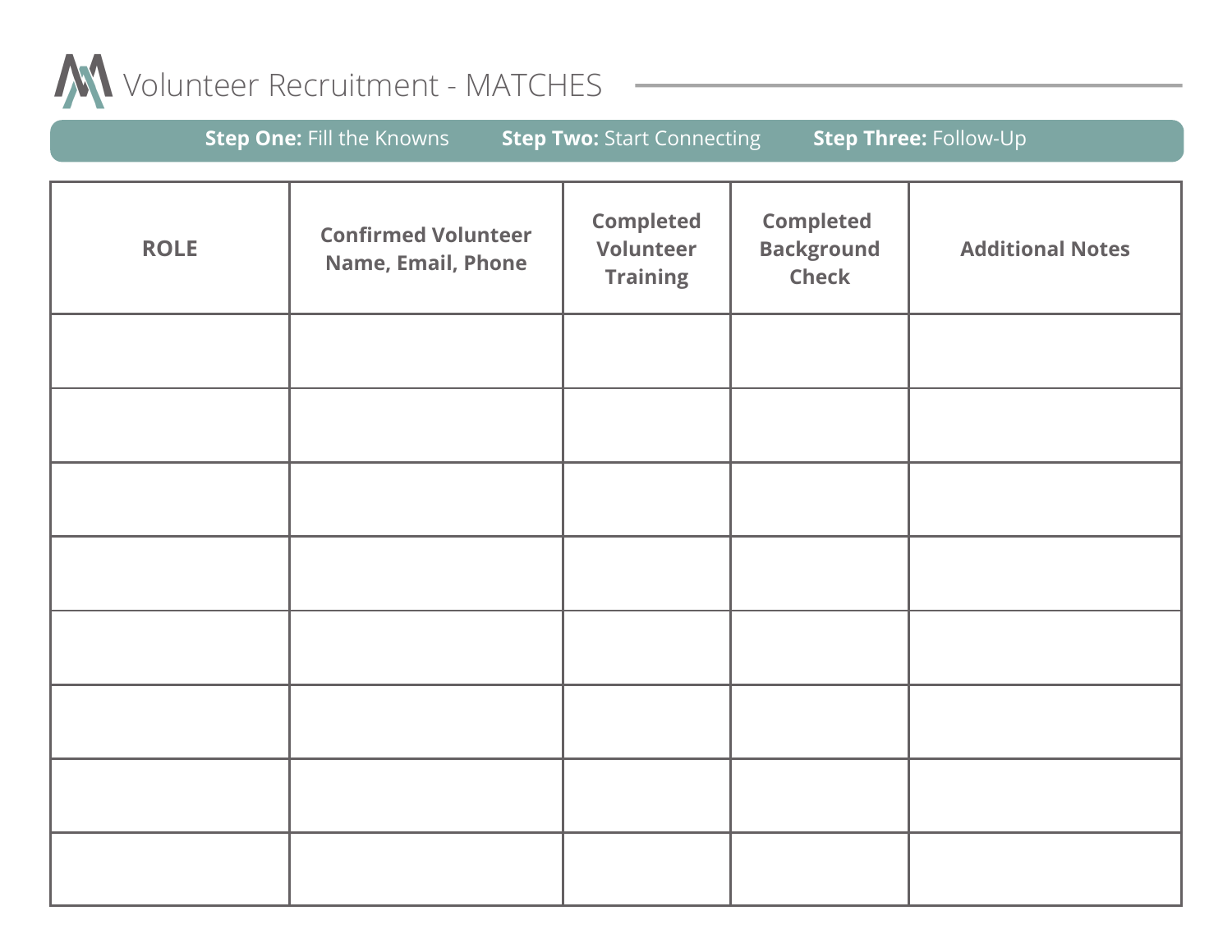# Volunteer Recruitment - MATCHES

**Step One:** Fill the Knowns **Step Two:** Start Connecting **Step Three:** Follow-Up

| ROLE | Confirmed Volunteer Name, Email, Phone | Completed Volunteer Training | Completed Background Check | Additional Notes |
|---|---|---|---|---|
| | | | | |
| | | | | |
| | | | | |
| | | | | |
| | | | | |
| | | | | |
| | | | | |
| | | | | |